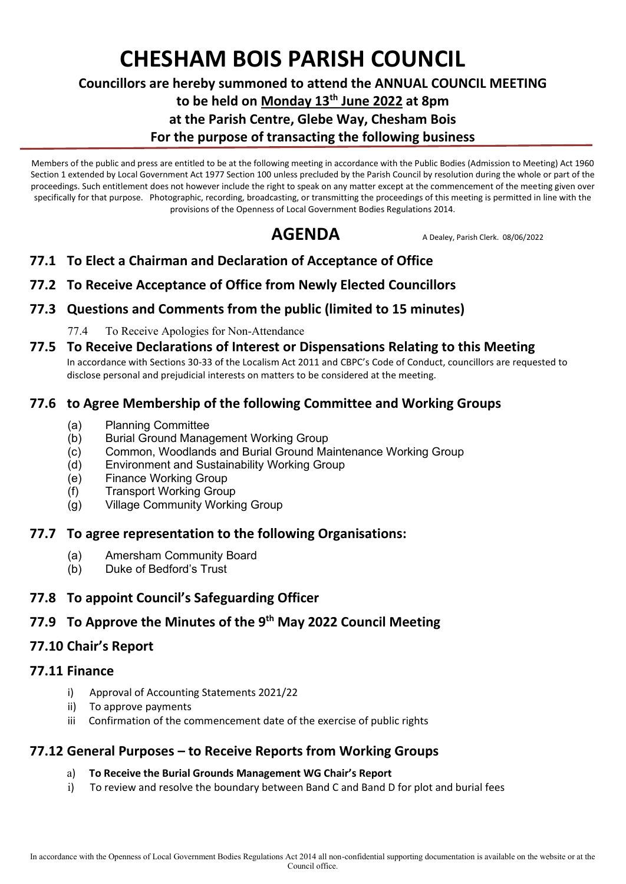# CHESHAM BOIS PARISH COUNCIL

**Councillors are hereby summoned to attend the ANNUAL COUNCIL MEETING**
**to be held on Monday 13th June 2022 at 8pm**
**at the Parish Centre, Glebe Way, Chesham Bois**
**For the purpose of transacting the following business**

Members of the public and press are entitled to be at the following meeting in accordance with the Public Bodies (Admission to Meeting) Act 1960 Section 1 extended by Local Government Act 1977 Section 100 unless precluded by the Parish Council by resolution during the whole or part of the proceedings. Such entitlement does not however include the right to speak on any matter except at the commencement of the meeting given over specifically for that purpose. Photographic, recording, broadcasting, or transmitting the proceedings of this meeting is permitted in line with the provisions of the Openness of Local Government Bodies Regulations 2014.

## AGENDA

A Dealey, Parish Clerk. 08/06/2022

### 77.1 To Elect a Chairman and Declaration of Acceptance of Office

### 77.2 To Receive Acceptance of Office from Newly Elected Councillors

### 77.3 Questions and Comments from the public (limited to 15 minutes)

77.4 To Receive Apologies for Non-Attendance

### 77.5 To Receive Declarations of Interest or Dispensations Relating to this Meeting

In accordance with Sections 30-33 of the Localism Act 2011 and CBPC's Code of Conduct, councillors are requested to disclose personal and prejudicial interests on matters to be considered at the meeting.

### 77.6 to Agree Membership of the following Committee and Working Groups

(a) Planning Committee
(b) Burial Ground Management Working Group
(c) Common, Woodlands and Burial Ground Maintenance Working Group
(d) Environment and Sustainability Working Group
(e) Finance Working Group
(f) Transport Working Group
(g) Village Community Working Group

### 77.7 To agree representation to the following Organisations:

(a) Amersham Community Board
(b) Duke of Bedford's Trust

### 77.8 To appoint Council's Safeguarding Officer

### 77.9 To Approve the Minutes of the 9th May 2022 Council Meeting

### 77.10 Chair's Report

### 77.11 Finance

i) Approval of Accounting Statements 2021/22
ii) To approve payments
iii Confirmation of the commencement date of the exercise of public rights

### 77.12 General Purposes – to Receive Reports from Working Groups

a) **To Receive the Burial Grounds Management WG Chair's Report**
i) To review and resolve the boundary between Band C and Band D for plot and burial fees

In accordance with the Openness of Local Government Bodies Regulations Act 2014 all non-confidential supporting documentation is available on the website or at the Council office.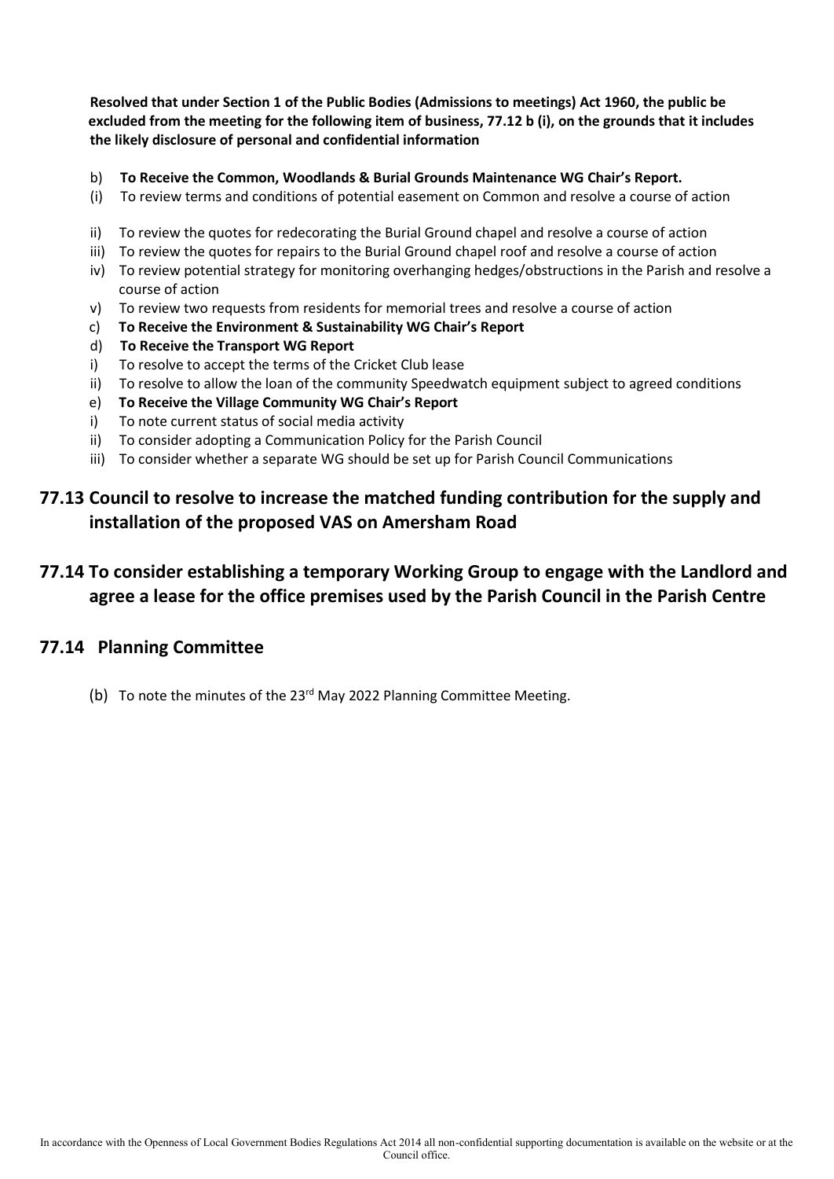**Resolved that under Section 1 of the Public Bodies (Admissions to meetings) Act 1960, the public be excluded from the meeting for the following item of business, 77.12 b (i), on the grounds that it includes the likely disclosure of personal and confidential information**

b) **To Receive the Common, Woodlands & Burial Grounds Maintenance WG Chair's Report.**

(i) To review terms and conditions of potential easement on Common and resolve a course of action

ii) To review the quotes for redecorating the Burial Ground chapel and resolve a course of action

iii) To review the quotes for repairs to the Burial Ground chapel roof and resolve a course of action

iv) To review potential strategy for monitoring overhanging hedges/obstructions in the Parish and resolve a course of action

v) To review two requests from residents for memorial trees and resolve a course of action

c) **To Receive the Environment & Sustainability WG Chair's Report**

d) **To Receive the Transport WG Report**

i) To resolve to accept the terms of the Cricket Club lease

ii) To resolve to allow the loan of the community Speedwatch equipment subject to agreed conditions

e) **To Receive the Village Community WG Chair's Report**

i) To note current status of social media activity

ii) To consider adopting a Communication Policy for the Parish Council

iii) To consider whether a separate WG should be set up for Parish Council Communications

## 77.13 Council to resolve to increase the matched funding contribution for the supply and installation of the proposed VAS on Amersham Road

## 77.14 To consider establishing a temporary Working Group to engage with the Landlord and agree a lease for the office premises used by the Parish Council in the Parish Centre

## 77.14 Planning Committee

(b) To note the minutes of the 23rd May 2022 Planning Committee Meeting.

In accordance with the Openness of Local Government Bodies Regulations Act 2014 all non-confidential supporting documentation is available on the website or at the Council office.